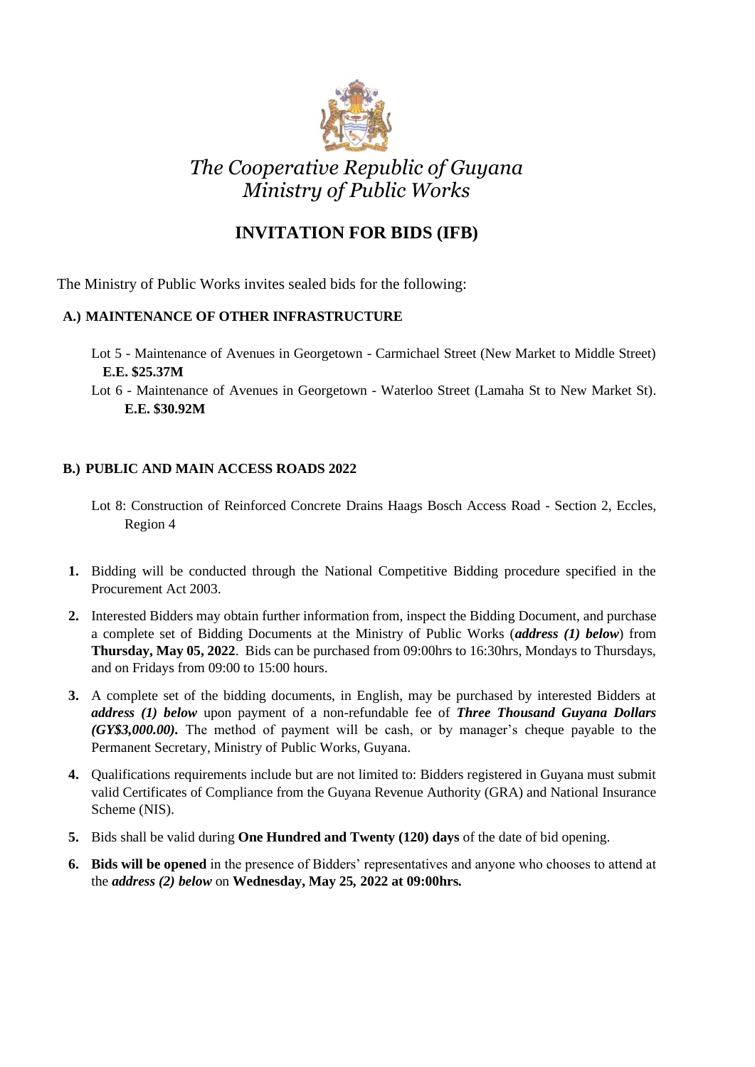# *The Cooperative Republic of Guyana*
# *Ministry of Public Works*

## INVITATION FOR BIDS (IFB)

The Ministry of Public Works invites sealed bids for the following:

### A.) MAINTENANCE OF OTHER INFRASTRUCTURE

Lot 5 - Maintenance of Avenues in Georgetown - Carmichael Street (New Market to Middle Street) **E.E. $25.37M**

Lot 6 - Maintenance of Avenues in Georgetown - Waterloo Street (Lamaha St to New Market St). **E.E. $30.92M**

### B.) PUBLIC AND MAIN ACCESS ROADS 2022

Lot 8: Construction of Reinforced Concrete Drains Haags Bosch Access Road - Section 2, Eccles, Region 4

1. Bidding will be conducted through the National Competitive Bidding procedure specified in the Procurement Act 2003.
2. Interested Bidders may obtain further information from, inspect the Bidding Document, and purchase a complete set of Bidding Documents at the Ministry of Public Works (***address (1) below***) from **Thursday, May 05, 2022**. Bids can be purchased from 09:00hrs to 16:30hrs, Mondays to Thursdays, and on Fridays from 09:00 to 15:00 hours.
3. A complete set of the bidding documents, in English, may be purchased by interested Bidders at ***address (1) below*** upon payment of a non-refundable fee of ***Three Thousand Guyana Dollars (GY$3,000.00).*** The method of payment will be cash, or by manager's cheque payable to the Permanent Secretary, Ministry of Public Works, Guyana.
4. Qualifications requirements include but are not limited to: Bidders registered in Guyana must submit valid Certificates of Compliance from the Guyana Revenue Authority (GRA) and National Insurance Scheme (NIS).
5. Bids shall be valid during **One Hundred and Twenty (120) days** of the date of bid opening.
6. **Bids will be opened** in the presence of Bidders' representatives and anyone who chooses to attend at the ***address (2) below*** on **Wednesday, May 25, 2022 at 09:00hrs.**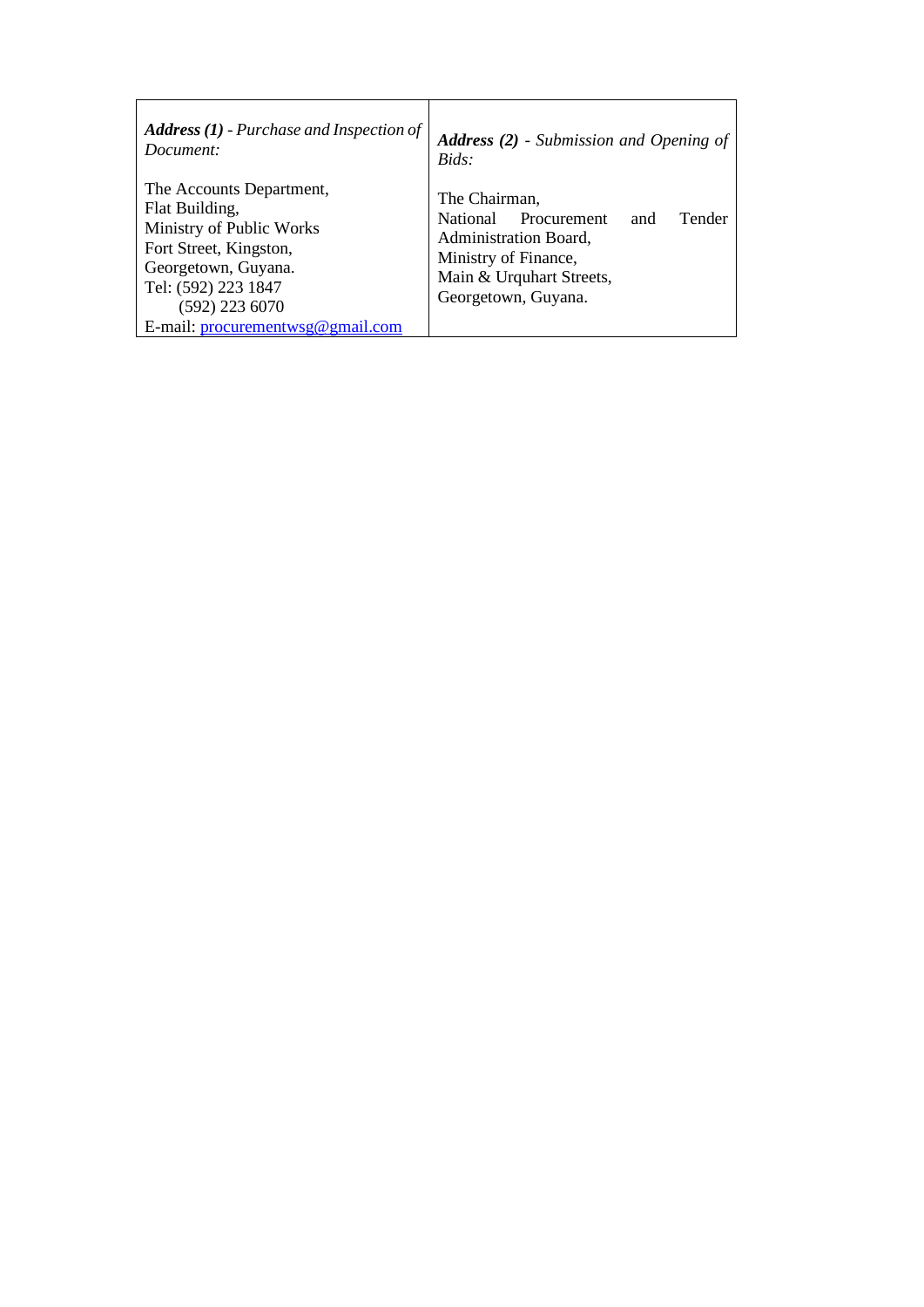| ***Address (1)*** *- Purchase and Inspection of Document:* | ***Address (2)*** *- Submission and Opening of Bids:* |
| --- | --- |
| The Accounts Department,<br>Flat Building,<br>Ministry of Public Works<br>Fort Street, Kingston,<br>Georgetown, Guyana.<br>Tel: (592) 223 1847<br>(592) 223 6070<br>E-mail: procurementwsg@gmail.com | The Chairman,<br>National Procurement and Tender Administration Board,<br>Ministry of Finance,<br>Main & Urquhart Streets,<br>Georgetown, Guyana. |